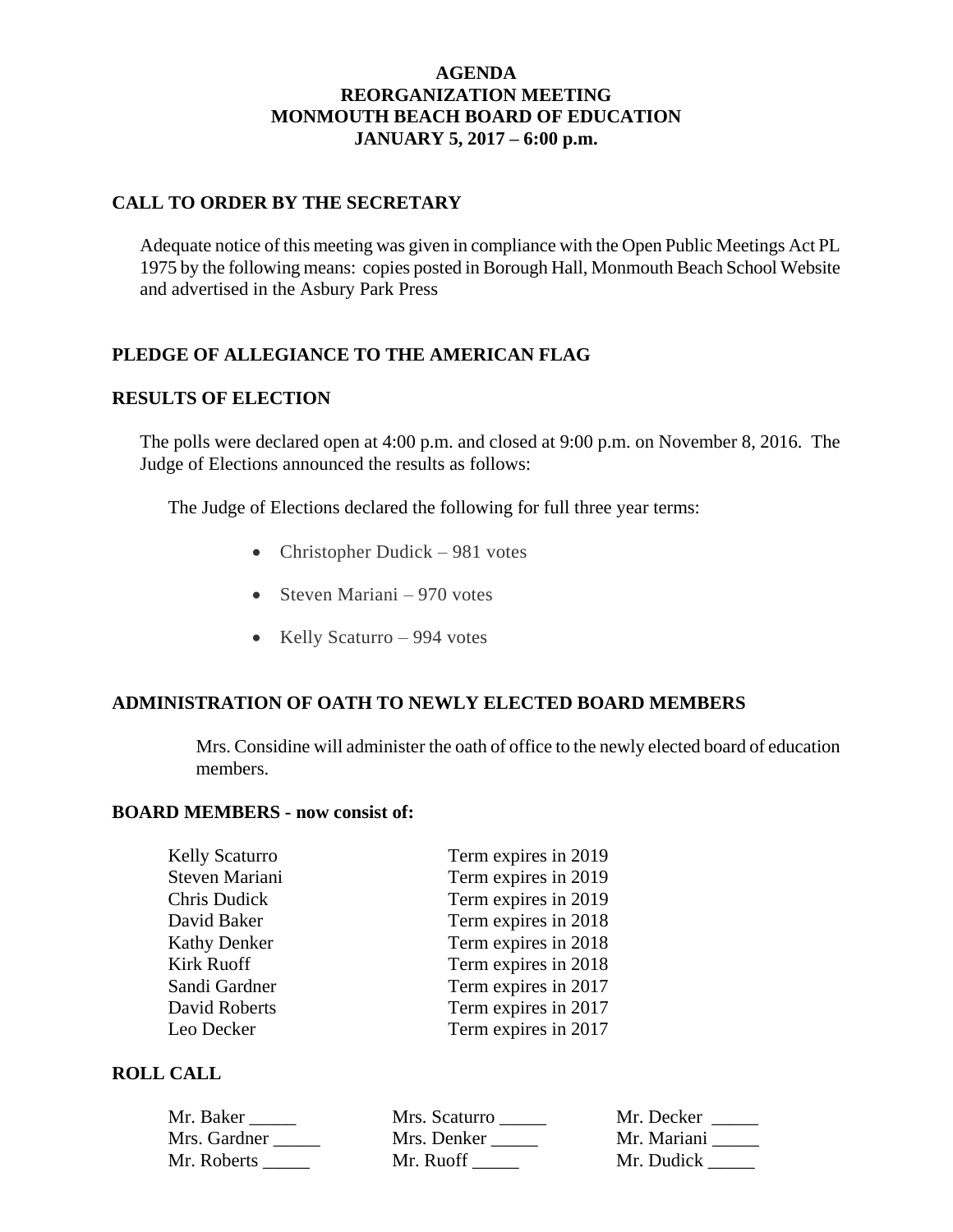# AGENDA
# REORGANIZATION MEETING
# MONMOUTH BEACH BOARD OF EDUCATION
# JANUARY 5, 2017 – 6:00 p.m.

## CALL TO ORDER BY THE SECRETARY

Adequate notice of this meeting was given in compliance with the Open Public Meetings Act PL 1975 by the following means: copies posted in Borough Hall, Monmouth Beach School Website and advertised in the Asbury Park Press

## PLEDGE OF ALLEGIANCE TO THE AMERICAN FLAG

## RESULTS OF ELECTION

The polls were declared open at 4:00 p.m. and closed at 9:00 p.m. on November 8, 2016. The Judge of Elections announced the results as follows:

The Judge of Elections declared the following for full three year terms:

- Christopher Dudick – 981 votes
- Steven Mariani – 970 votes
- Kelly Scaturro – 994 votes

## ADMINISTRATION OF OATH TO NEWLY ELECTED BOARD MEMBERS

Mrs. Considine will administer the oath of office to the newly elected board of education members.

## BOARD MEMBERS - now consist of:

| | |
|---|---|
| Kelly Scaturro | Term expires in 2019 |
| Steven Mariani | Term expires in 2019 |
| Chris Dudick | Term expires in 2019 |
| David Baker | Term expires in 2018 |
| Kathy Denker | Term expires in 2018 |
| Kirk Ruoff | Term expires in 2018 |
| Sandi Gardner | Term expires in 2017 |
| David Roberts | Term expires in 2017 |
| Leo Decker | Term expires in 2017 |

## ROLL CALL

| | | |
|---|---|---|
| Mr. Baker _____ | Mrs. Scaturro _____ | Mr. Decker _____ |
| Mrs. Gardner _____ | Mrs. Denker _____ | Mr. Mariani _____ |
| Mr. Roberts _____ | Mr. Ruoff _____ | Mr. Dudick _____ |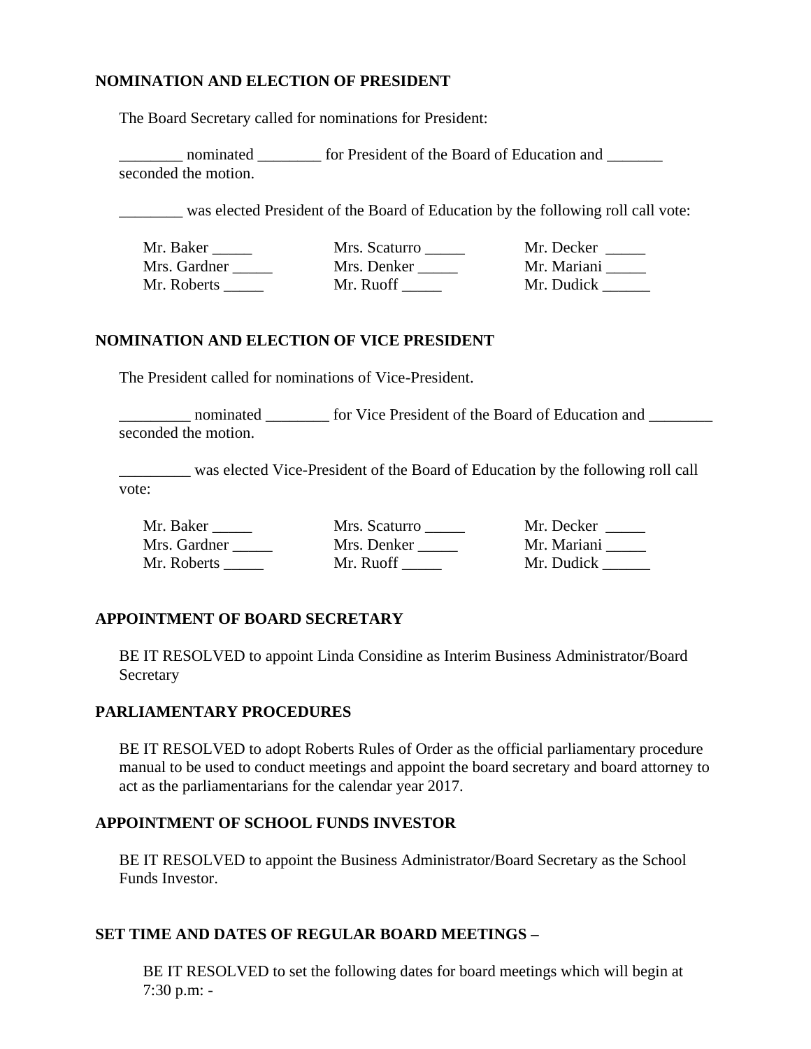## NOMINATION AND ELECTION OF PRESIDENT

The Board Secretary called for nominations for President:

________ nominated ________ for President of the Board of Education and _______ seconded the motion.

________ was elected President of the Board of Education by the following roll call vote:

| | | |
|---|---|---|
| Mr. Baker _____ | Mrs. Scaturro _____ | Mr. Decker _____ |
| Mrs. Gardner _____ | Mrs. Denker _____ | Mr. Mariani _____ |
| Mr. Roberts _____ | Mr. Ruoff _____ | Mr. Dudick ______ |

## NOMINATION AND ELECTION OF VICE PRESIDENT

The President called for nominations of Vice-President.

_________ nominated ________ for Vice President of the Board of Education and ________ seconded the motion.

_________ was elected Vice-President of the Board of Education by the following roll call vote:

| | | |
|---|---|---|
| Mr. Baker _____ | Mrs. Scaturro _____ | Mr. Decker _____ |
| Mrs. Gardner _____ | Mrs. Denker _____ | Mr. Mariani _____ |
| Mr. Roberts _____ | Mr. Ruoff _____ | Mr. Dudick ______ |

## APPOINTMENT OF BOARD SECRETARY

BE IT RESOLVED to appoint Linda Considine as Interim Business Administrator/Board Secretary

## PARLIAMENTARY PROCEDURES

BE IT RESOLVED to adopt Roberts Rules of Order as the official parliamentary procedure manual to be used to conduct meetings and appoint the board secretary and board attorney to act as the parliamentarians for the calendar year 2017.

## APPOINTMENT OF SCHOOL FUNDS INVESTOR

BE IT RESOLVED to appoint the Business Administrator/Board Secretary as the School Funds Investor.

## SET TIME AND DATES OF REGULAR BOARD MEETINGS –

BE IT RESOLVED to set the following dates for board meetings which will begin at 7:30 p.m: -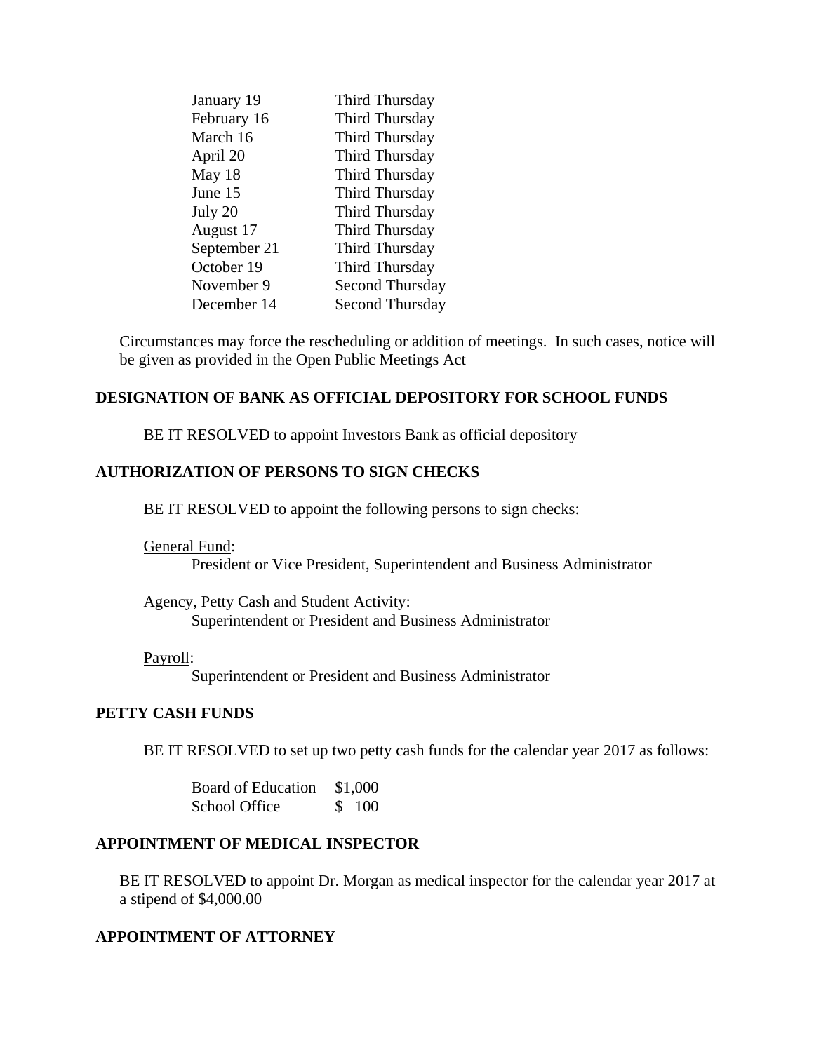| | |
|---|---|
| January 19 | Third Thursday |
| February 16 | Third Thursday |
| March 16 | Third Thursday |
| April 20 | Third Thursday |
| May 18 | Third Thursday |
| June 15 | Third Thursday |
| July 20 | Third Thursday |
| August 17 | Third Thursday |
| September 21 | Third Thursday |
| October 19 | Third Thursday |
| November 9 | Second Thursday |
| December 14 | Second Thursday |

Circumstances may force the rescheduling or addition of meetings. In such cases, notice will be given as provided in the Open Public Meetings Act

**DESIGNATION OF BANK AS OFFICIAL DEPOSITORY FOR SCHOOL FUNDS**

BE IT RESOLVED to appoint Investors Bank as official depository

**AUTHORIZATION OF PERSONS TO SIGN CHECKS**

BE IT RESOLVED to appoint the following persons to sign checks:

General Fund:
President or Vice President, Superintendent and Business Administrator

Agency, Petty Cash and Student Activity:
Superintendent or President and Business Administrator

Payroll:
Superintendent or President and Business Administrator

**PETTY CASH FUNDS**

BE IT RESOLVED to set up two petty cash funds for the calendar year 2017 as follows:

| | |
|---|---|
| Board of Education | $1,000 |
| School Office | $ 100 |

**APPOINTMENT OF MEDICAL INSPECTOR**

BE IT RESOLVED to appoint Dr. Morgan as medical inspector for the calendar year 2017 at a stipend of $4,000.00

**APPOINTMENT OF ATTORNEY**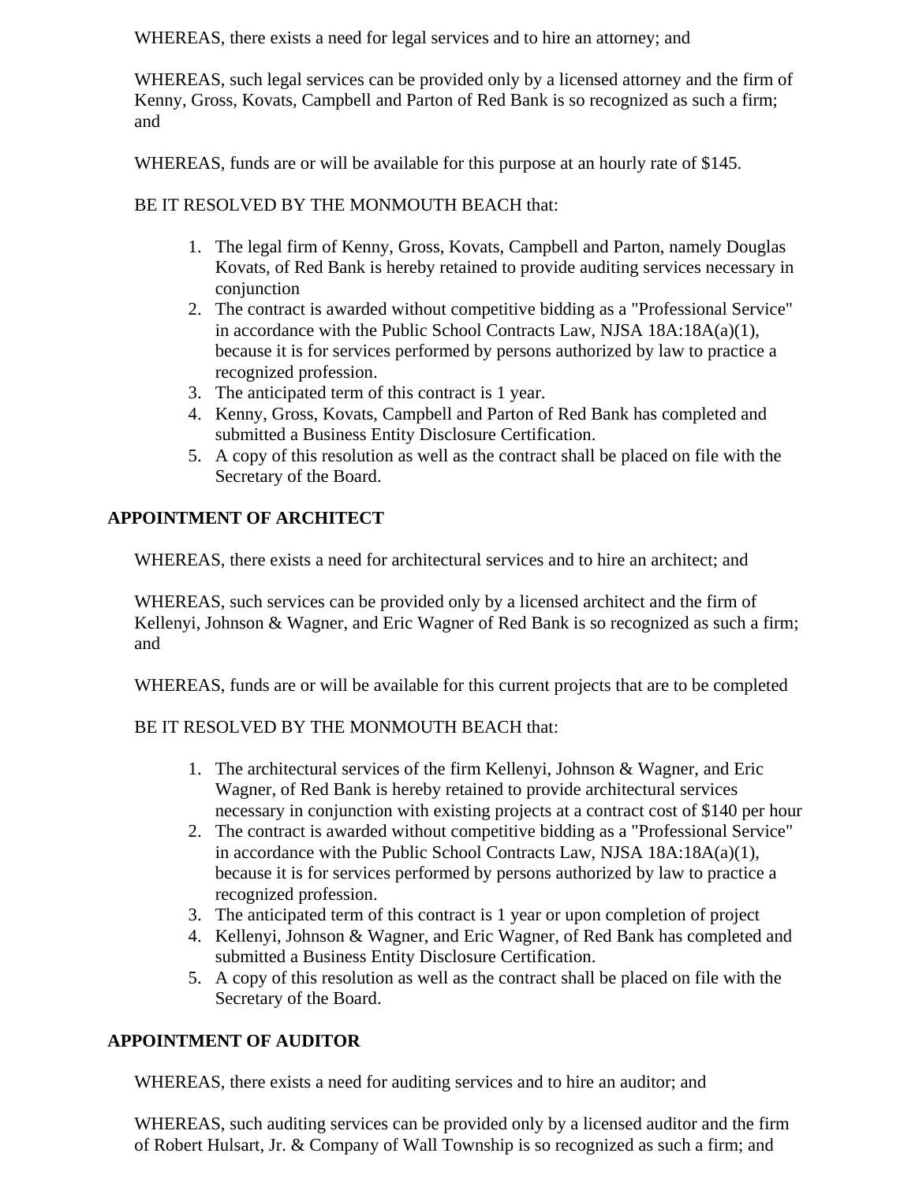WHEREAS, there exists a need for legal services and to hire an attorney; and

WHEREAS, such legal services can be provided only by a licensed attorney and the firm of Kenny, Gross, Kovats, Campbell and Parton of Red Bank is so recognized as such a firm; and

WHEREAS, funds are or will be available for this purpose at an hourly rate of $145.

BE IT RESOLVED BY THE MONMOUTH BEACH that:

1. The legal firm of Kenny, Gross, Kovats, Campbell and Parton, namely Douglas Kovats, of Red Bank is hereby retained to provide auditing services necessary in conjunction
2. The contract is awarded without competitive bidding as a "Professional Service" in accordance with the Public School Contracts Law, NJSA 18A:18A(a)(1), because it is for services performed by persons authorized by law to practice a recognized profession.
3. The anticipated term of this contract is 1 year.
4. Kenny, Gross, Kovats, Campbell and Parton of Red Bank has completed and submitted a Business Entity Disclosure Certification.
5. A copy of this resolution as well as the contract shall be placed on file with the Secretary of the Board.

**APPOINTMENT OF ARCHITECT**

WHEREAS, there exists a need for architectural services and to hire an architect; and

WHEREAS, such services can be provided only by a licensed architect and the firm of Kellenyi, Johnson & Wagner, and Eric Wagner of Red Bank is so recognized as such a firm; and

WHEREAS, funds are or will be available for this current projects that are to be completed

BE IT RESOLVED BY THE MONMOUTH BEACH that:

1. The architectural services of the firm Kellenyi, Johnson & Wagner, and Eric Wagner, of Red Bank is hereby retained to provide architectural services necessary in conjunction with existing projects at a contract cost of $140 per hour
2. The contract is awarded without competitive bidding as a "Professional Service" in accordance with the Public School Contracts Law, NJSA 18A:18A(a)(1), because it is for services performed by persons authorized by law to practice a recognized profession.
3. The anticipated term of this contract is 1 year or upon completion of project
4. Kellenyi, Johnson & Wagner, and Eric Wagner, of Red Bank has completed and submitted a Business Entity Disclosure Certification.
5. A copy of this resolution as well as the contract shall be placed on file with the Secretary of the Board.

**APPOINTMENT OF AUDITOR**

WHEREAS, there exists a need for auditing services and to hire an auditor; and

WHEREAS, such auditing services can be provided only by a licensed auditor and the firm of Robert Hulsart, Jr. & Company of Wall Township is so recognized as such a firm; and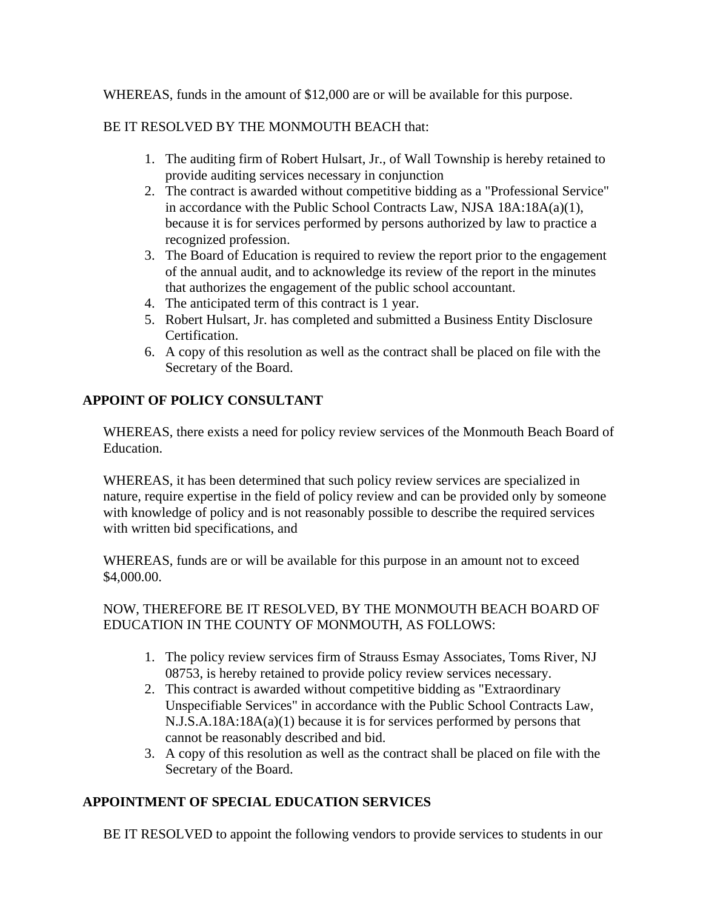WHEREAS, funds in the amount of $12,000 are or will be available for this purpose.

BE IT RESOLVED BY THE MONMOUTH BEACH that:

1. The auditing firm of Robert Hulsart, Jr., of Wall Township is hereby retained to provide auditing services necessary in conjunction
2. The contract is awarded without competitive bidding as a "Professional Service" in accordance with the Public School Contracts Law, NJSA 18A:18A(a)(1), because it is for services performed by persons authorized by law to practice a recognized profession.
3. The Board of Education is required to review the report prior to the engagement of the annual audit, and to acknowledge its review of the report in the minutes that authorizes the engagement of the public school accountant.
4. The anticipated term of this contract is 1 year.
5. Robert Hulsart, Jr. has completed and submitted a Business Entity Disclosure Certification.
6. A copy of this resolution as well as the contract shall be placed on file with the Secretary of the Board.

**APPOINT OF POLICY CONSULTANT**

WHEREAS, there exists a need for policy review services of the Monmouth Beach Board of Education.

WHEREAS, it has been determined that such policy review services are specialized in nature, require expertise in the field of policy review and can be provided only by someone with knowledge of policy and is not reasonably possible to describe the required services with written bid specifications, and

WHEREAS, funds are or will be available for this purpose in an amount not to exceed $4,000.00.

NOW, THEREFORE BE IT RESOLVED, BY THE MONMOUTH BEACH BOARD OF EDUCATION IN THE COUNTY OF MONMOUTH, AS FOLLOWS:

1. The policy review services firm of Strauss Esmay Associates, Toms River, NJ 08753, is hereby retained to provide policy review services necessary.
2. This contract is awarded without competitive bidding as "Extraordinary Unspecifiable Services" in accordance with the Public School Contracts Law, N.J.S.A.18A:18A(a)(1) because it is for services performed by persons that cannot be reasonably described and bid.
3. A copy of this resolution as well as the contract shall be placed on file with the Secretary of the Board.

**APPOINTMENT OF SPECIAL EDUCATION SERVICES**

BE IT RESOLVED to appoint the following vendors to provide services to students in our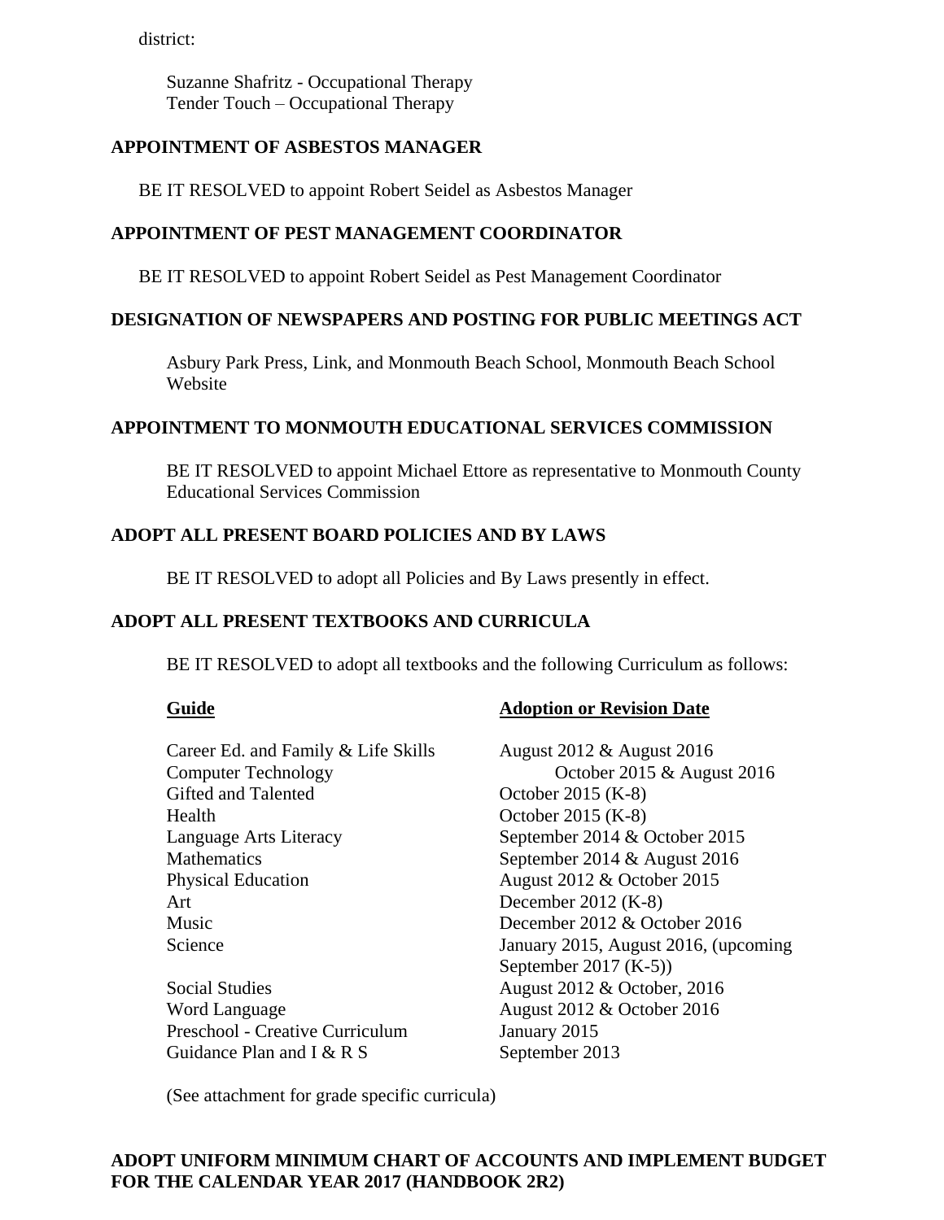district:

Suzanne Shafritz - Occupational Therapy
Tender Touch – Occupational Therapy

**APPOINTMENT OF ASBESTOS MANAGER**

BE IT RESOLVED to appoint Robert Seidel as Asbestos Manager

**APPOINTMENT OF PEST MANAGEMENT COORDINATOR**

BE IT RESOLVED to appoint Robert Seidel as Pest Management Coordinator

**DESIGNATION OF NEWSPAPERS AND POSTING FOR PUBLIC MEETINGS ACT**

Asbury Park Press, Link, and Monmouth Beach School, Monmouth Beach School Website

**APPOINTMENT TO MONMOUTH EDUCATIONAL SERVICES COMMISSION**

BE IT RESOLVED to appoint Michael Ettore as representative to Monmouth County Educational Services Commission

**ADOPT ALL PRESENT BOARD POLICIES AND BY LAWS**

BE IT RESOLVED to adopt all Policies and By Laws presently in effect.

**ADOPT ALL PRESENT TEXTBOOKS AND CURRICULA**

BE IT RESOLVED to adopt all textbooks and the following Curriculum as follows:

| Guide | Adoption or Revision Date |
|---|---|
| Career Ed. and Family & Life Skills | August 2012 & August 2016 |
| Computer Technology | October 2015 & August 2016 |
| Gifted and Talented | October 2015 (K-8) |
| Health | October 2015 (K-8) |
| Language Arts Literacy | September 2014 & October 2015 |
| Mathematics | September 2014 & August 2016 |
| Physical Education | August 2012 & October 2015 |
| Art | December 2012 (K-8) |
| Music | December 2012 & October 2016 |
| Science | January 2015, August 2016, (upcoming September 2017 (K-5)) |
| Social Studies | August 2012 & October, 2016 |
| Word Language | August 2012 & October 2016 |
| Preschool - Creative Curriculum | January 2015 |
| Guidance Plan and I & R S | September 2013 |

(See attachment for grade specific curricula)

**ADOPT UNIFORM MINIMUM CHART OF ACCOUNTS AND IMPLEMENT BUDGET FOR THE CALENDAR YEAR 2017 (HANDBOOK 2R2)**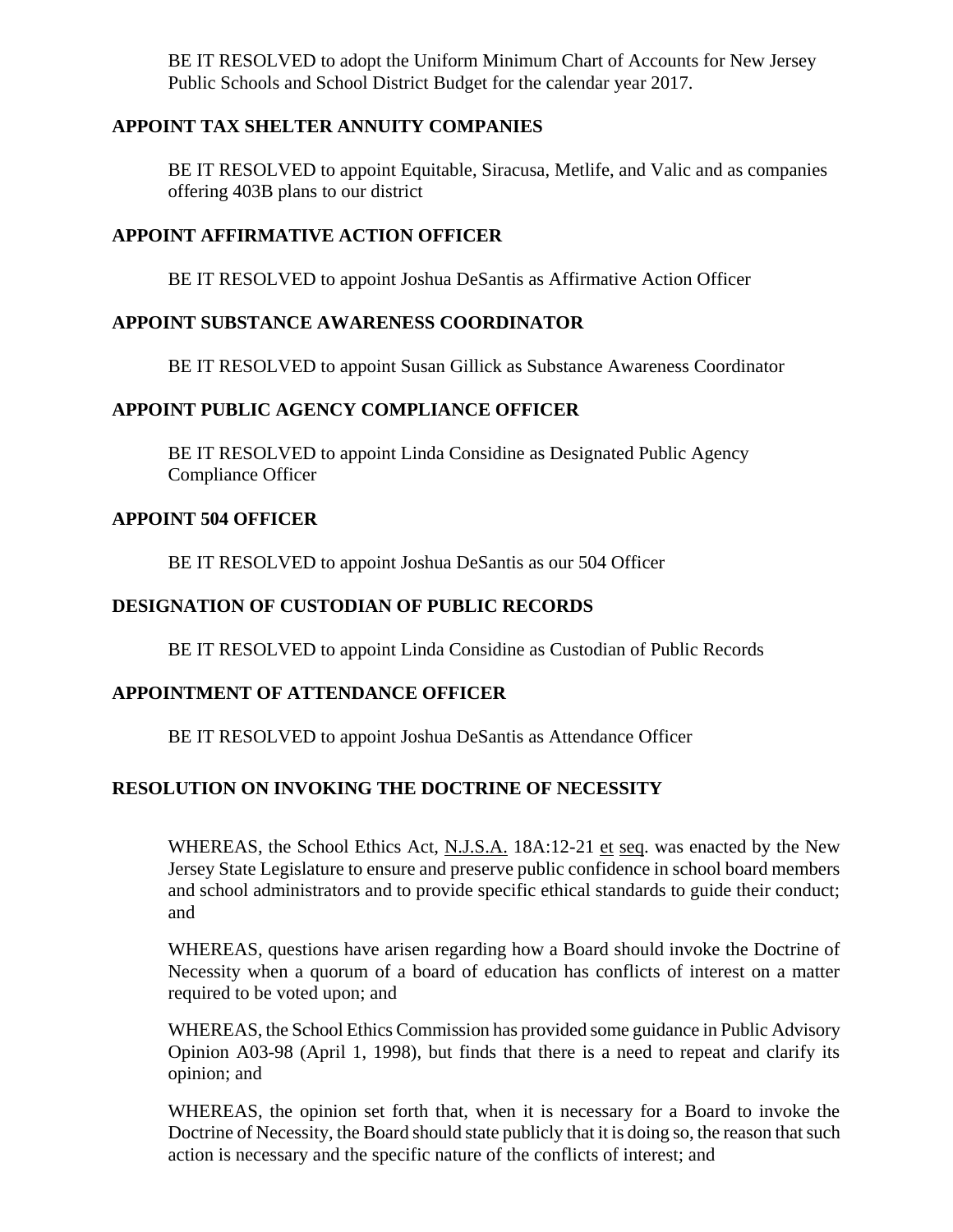BE IT RESOLVED to adopt the Uniform Minimum Chart of Accounts for New Jersey Public Schools and School District Budget for the calendar year 2017.

**APPOINT TAX SHELTER ANNUITY COMPANIES**

BE IT RESOLVED to appoint Equitable, Siracusa, Metlife, and Valic and as companies offering 403B plans to our district

**APPOINT AFFIRMATIVE ACTION OFFICER**

BE IT RESOLVED to appoint Joshua DeSantis as Affirmative Action Officer

**APPOINT SUBSTANCE AWARENESS COORDINATOR**

BE IT RESOLVED to appoint Susan Gillick as Substance Awareness Coordinator

**APPOINT PUBLIC AGENCY COMPLIANCE OFFICER**

BE IT RESOLVED to appoint Linda Considine as Designated Public Agency Compliance Officer

**APPOINT 504 OFFICER**

BE IT RESOLVED to appoint Joshua DeSantis as our 504 Officer

**DESIGNATION OF CUSTODIAN OF PUBLIC RECORDS**

BE IT RESOLVED to appoint Linda Considine as Custodian of Public Records

**APPOINTMENT OF ATTENDANCE OFFICER**

BE IT RESOLVED to appoint Joshua DeSantis as Attendance Officer

**RESOLUTION ON INVOKING THE DOCTRINE OF NECESSITY**

WHEREAS, the School Ethics Act, N.J.S.A. 18A:12-21 et seq. was enacted by the New Jersey State Legislature to ensure and preserve public confidence in school board members and school administrators and to provide specific ethical standards to guide their conduct; and

WHEREAS, questions have arisen regarding how a Board should invoke the Doctrine of Necessity when a quorum of a board of education has conflicts of interest on a matter required to be voted upon; and

WHEREAS, the School Ethics Commission has provided some guidance in Public Advisory Opinion A03-98 (April 1, 1998), but finds that there is a need to repeat and clarify its opinion; and

WHEREAS, the opinion set forth that, when it is necessary for a Board to invoke the Doctrine of Necessity, the Board should state publicly that it is doing so, the reason that such action is necessary and the specific nature of the conflicts of interest; and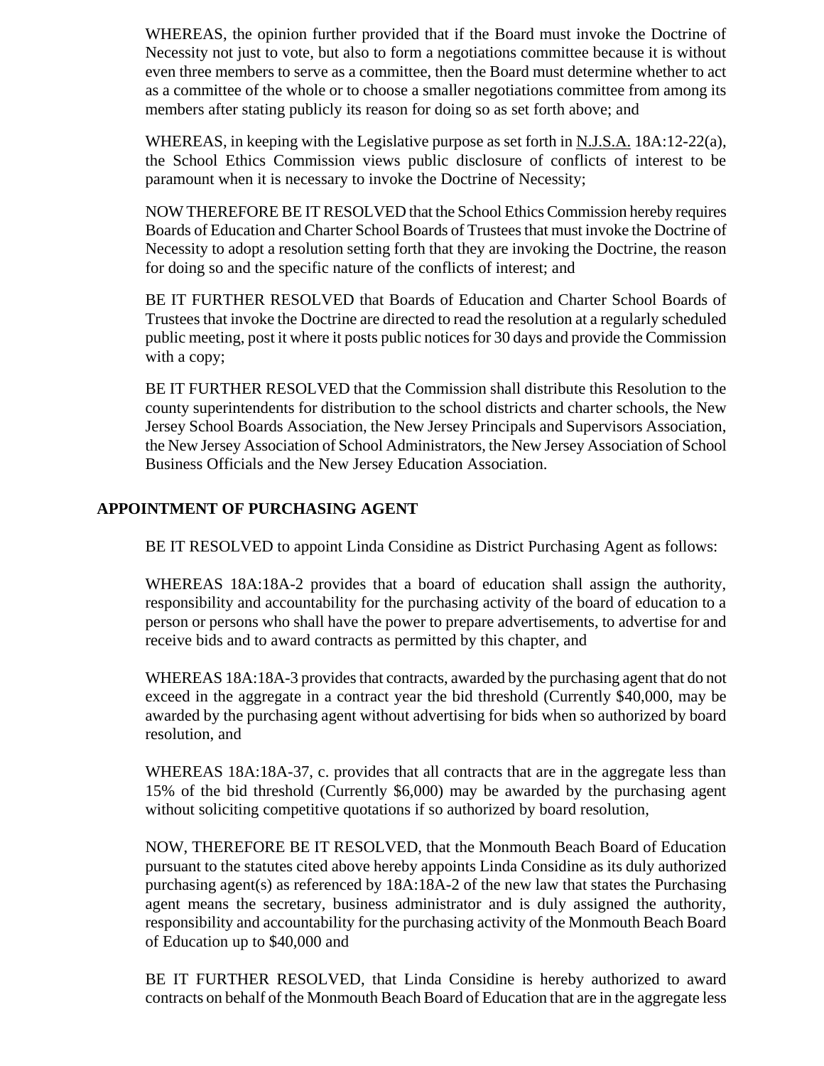WHEREAS, the opinion further provided that if the Board must invoke the Doctrine of Necessity not just to vote, but also to form a negotiations committee because it is without even three members to serve as a committee, then the Board must determine whether to act as a committee of the whole or to choose a smaller negotiations committee from among its members after stating publicly its reason for doing so as set forth above; and

WHEREAS, in keeping with the Legislative purpose as set forth in N.J.S.A. 18A:12-22(a), the School Ethics Commission views public disclosure of conflicts of interest to be paramount when it is necessary to invoke the Doctrine of Necessity;

NOW THEREFORE BE IT RESOLVED that the School Ethics Commission hereby requires Boards of Education and Charter School Boards of Trustees that must invoke the Doctrine of Necessity to adopt a resolution setting forth that they are invoking the Doctrine, the reason for doing so and the specific nature of the conflicts of interest; and

BE IT FURTHER RESOLVED that Boards of Education and Charter School Boards of Trustees that invoke the Doctrine are directed to read the resolution at a regularly scheduled public meeting, post it where it posts public notices for 30 days and provide the Commission with a copy;

BE IT FURTHER RESOLVED that the Commission shall distribute this Resolution to the county superintendents for distribution to the school districts and charter schools, the New Jersey School Boards Association, the New Jersey Principals and Supervisors Association, the New Jersey Association of School Administrators, the New Jersey Association of School Business Officials and the New Jersey Education Association.

## APPOINTMENT OF PURCHASING AGENT

BE IT RESOLVED to appoint Linda Considine as District Purchasing Agent as follows:

WHEREAS 18A:18A-2 provides that a board of education shall assign the authority, responsibility and accountability for the purchasing activity of the board of education to a person or persons who shall have the power to prepare advertisements, to advertise for and receive bids and to award contracts as permitted by this chapter, and

WHEREAS 18A:18A-3 provides that contracts, awarded by the purchasing agent that do not exceed in the aggregate in a contract year the bid threshold (Currently $40,000, may be awarded by the purchasing agent without advertising for bids when so authorized by board resolution, and

WHEREAS 18A:18A-37, c. provides that all contracts that are in the aggregate less than 15% of the bid threshold (Currently $6,000) may be awarded by the purchasing agent without soliciting competitive quotations if so authorized by board resolution,

NOW, THEREFORE BE IT RESOLVED, that the Monmouth Beach Board of Education pursuant to the statutes cited above hereby appoints Linda Considine as its duly authorized purchasing agent(s) as referenced by 18A:18A-2 of the new law that states the Purchasing agent means the secretary, business administrator and is duly assigned the authority, responsibility and accountability for the purchasing activity of the Monmouth Beach Board of Education up to $40,000 and

BE IT FURTHER RESOLVED, that Linda Considine is hereby authorized to award contracts on behalf of the Monmouth Beach Board of Education that are in the aggregate less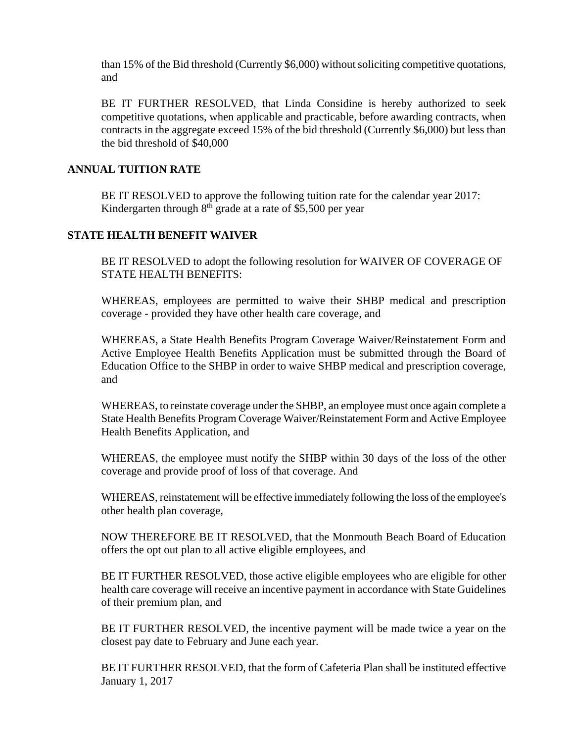than 15% of the Bid threshold (Currently \$6,000) without soliciting competitive quotations, and

BE IT FURTHER RESOLVED, that Linda Considine is hereby authorized to seek competitive quotations, when applicable and practicable, before awarding contracts, when contracts in the aggregate exceed 15% of the bid threshold (Currently \$6,000) but less than the bid threshold of \$40,000

## ANNUAL TUITION RATE

BE IT RESOLVED to approve the following tuition rate for the calendar year 2017: Kindergarten through 8th grade at a rate of \$5,500 per year

## STATE HEALTH BENEFIT WAIVER

BE IT RESOLVED to adopt the following resolution for WAIVER OF COVERAGE OF STATE HEALTH BENEFITS:

WHEREAS, employees are permitted to waive their SHBP medical and prescription coverage - provided they have other health care coverage, and

WHEREAS, a State Health Benefits Program Coverage Waiver/Reinstatement Form and Active Employee Health Benefits Application must be submitted through the Board of Education Office to the SHBP in order to waive SHBP medical and prescription coverage, and

WHEREAS, to reinstate coverage under the SHBP, an employee must once again complete a State Health Benefits Program Coverage Waiver/Reinstatement Form and Active Employee Health Benefits Application, and

WHEREAS, the employee must notify the SHBP within 30 days of the loss of the other coverage and provide proof of loss of that coverage. And

WHEREAS, reinstatement will be effective immediately following the loss of the employee's other health plan coverage,

NOW THEREFORE BE IT RESOLVED, that the Monmouth Beach Board of Education offers the opt out plan to all active eligible employees, and

BE IT FURTHER RESOLVED, those active eligible employees who are eligible for other health care coverage will receive an incentive payment in accordance with State Guidelines of their premium plan, and

BE IT FURTHER RESOLVED, the incentive payment will be made twice a year on the closest pay date to February and June each year.

BE IT FURTHER RESOLVED, that the form of Cafeteria Plan shall be instituted effective January 1, 2017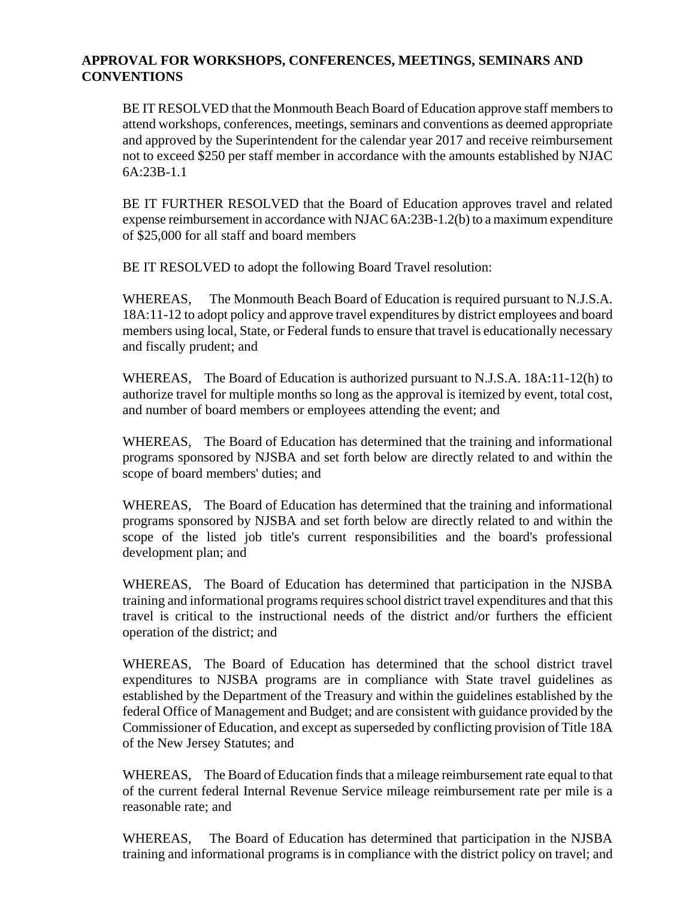**APPROVAL FOR WORKSHOPS, CONFERENCES, MEETINGS, SEMINARS AND CONVENTIONS**

BE IT RESOLVED that the Monmouth Beach Board of Education approve staff members to attend workshops, conferences, meetings, seminars and conventions as deemed appropriate and approved by the Superintendent for the calendar year 2017 and receive reimbursement not to exceed $250 per staff member in accordance with the amounts established by NJAC 6A:23B-1.1

BE IT FURTHER RESOLVED that the Board of Education approves travel and related expense reimbursement in accordance with NJAC 6A:23B-1.2(b) to a maximum expenditure of $25,000 for all staff and board members

BE IT RESOLVED to adopt the following Board Travel resolution:

WHEREAS, The Monmouth Beach Board of Education is required pursuant to N.J.S.A. 18A:11-12 to adopt policy and approve travel expenditures by district employees and board members using local, State, or Federal funds to ensure that travel is educationally necessary and fiscally prudent; and

WHEREAS, The Board of Education is authorized pursuant to N.J.S.A. 18A:11-12(h) to authorize travel for multiple months so long as the approval is itemized by event, total cost, and number of board members or employees attending the event; and

WHEREAS, The Board of Education has determined that the training and informational programs sponsored by NJSBA and set forth below are directly related to and within the scope of board members' duties; and

WHEREAS, The Board of Education has determined that the training and informational programs sponsored by NJSBA and set forth below are directly related to and within the scope of the listed job title's current responsibilities and the board's professional development plan; and

WHEREAS, The Board of Education has determined that participation in the NJSBA training and informational programs requires school district travel expenditures and that this travel is critical to the instructional needs of the district and/or furthers the efficient operation of the district; and

WHEREAS, The Board of Education has determined that the school district travel expenditures to NJSBA programs are in compliance with State travel guidelines as established by the Department of the Treasury and within the guidelines established by the federal Office of Management and Budget; and are consistent with guidance provided by the Commissioner of Education, and except as superseded by conflicting provision of Title 18A of the New Jersey Statutes; and

WHEREAS, The Board of Education finds that a mileage reimbursement rate equal to that of the current federal Internal Revenue Service mileage reimbursement rate per mile is a reasonable rate; and

WHEREAS, The Board of Education has determined that participation in the NJSBA training and informational programs is in compliance with the district policy on travel; and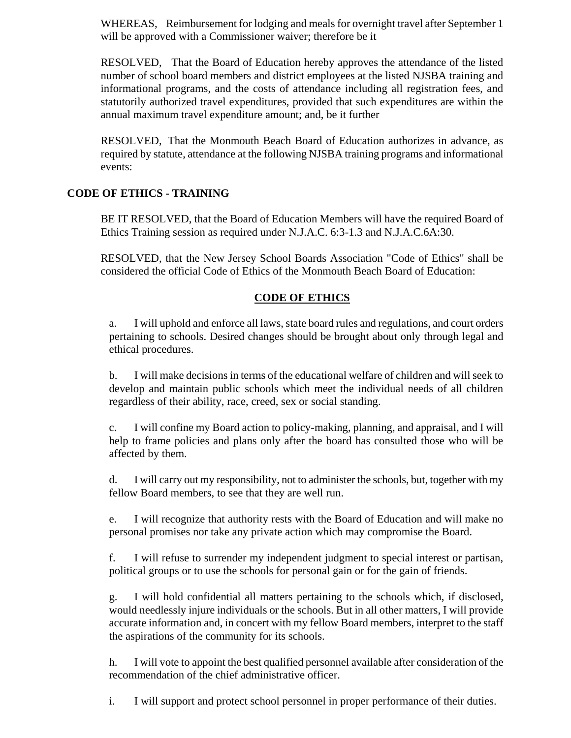WHEREAS, Reimbursement for lodging and meals for overnight travel after September 1 will be approved with a Commissioner waiver; therefore be it

RESOLVED, That the Board of Education hereby approves the attendance of the listed number of school board members and district employees at the listed NJSBA training and informational programs, and the costs of attendance including all registration fees, and statutorily authorized travel expenditures, provided that such expenditures are within the annual maximum travel expenditure amount; and, be it further

RESOLVED, That the Monmouth Beach Board of Education authorizes in advance, as required by statute, attendance at the following NJSBA training programs and informational events:

**CODE OF ETHICS - TRAINING**

BE IT RESOLVED, that the Board of Education Members will have the required Board of Ethics Training session as required under N.J.A.C. 6:3-1.3 and N.J.A.C.6A:30.

RESOLVED, that the New Jersey School Boards Association "Code of Ethics" shall be considered the official Code of Ethics of the Monmouth Beach Board of Education:

**CODE OF ETHICS**

a. I will uphold and enforce all laws, state board rules and regulations, and court orders pertaining to schools. Desired changes should be brought about only through legal and ethical procedures.

b. I will make decisions in terms of the educational welfare of children and will seek to develop and maintain public schools which meet the individual needs of all children regardless of their ability, race, creed, sex or social standing.

c. I will confine my Board action to policy-making, planning, and appraisal, and I will help to frame policies and plans only after the board has consulted those who will be affected by them.

d. I will carry out my responsibility, not to administer the schools, but, together with my fellow Board members, to see that they are well run.

e. I will recognize that authority rests with the Board of Education and will make no personal promises nor take any private action which may compromise the Board.

f. I will refuse to surrender my independent judgment to special interest or partisan, political groups or to use the schools for personal gain or for the gain of friends.

g. I will hold confidential all matters pertaining to the schools which, if disclosed, would needlessly injure individuals or the schools. But in all other matters, I will provide accurate information and, in concert with my fellow Board members, interpret to the staff the aspirations of the community for its schools.

h. I will vote to appoint the best qualified personnel available after consideration of the recommendation of the chief administrative officer.

i. I will support and protect school personnel in proper performance of their duties.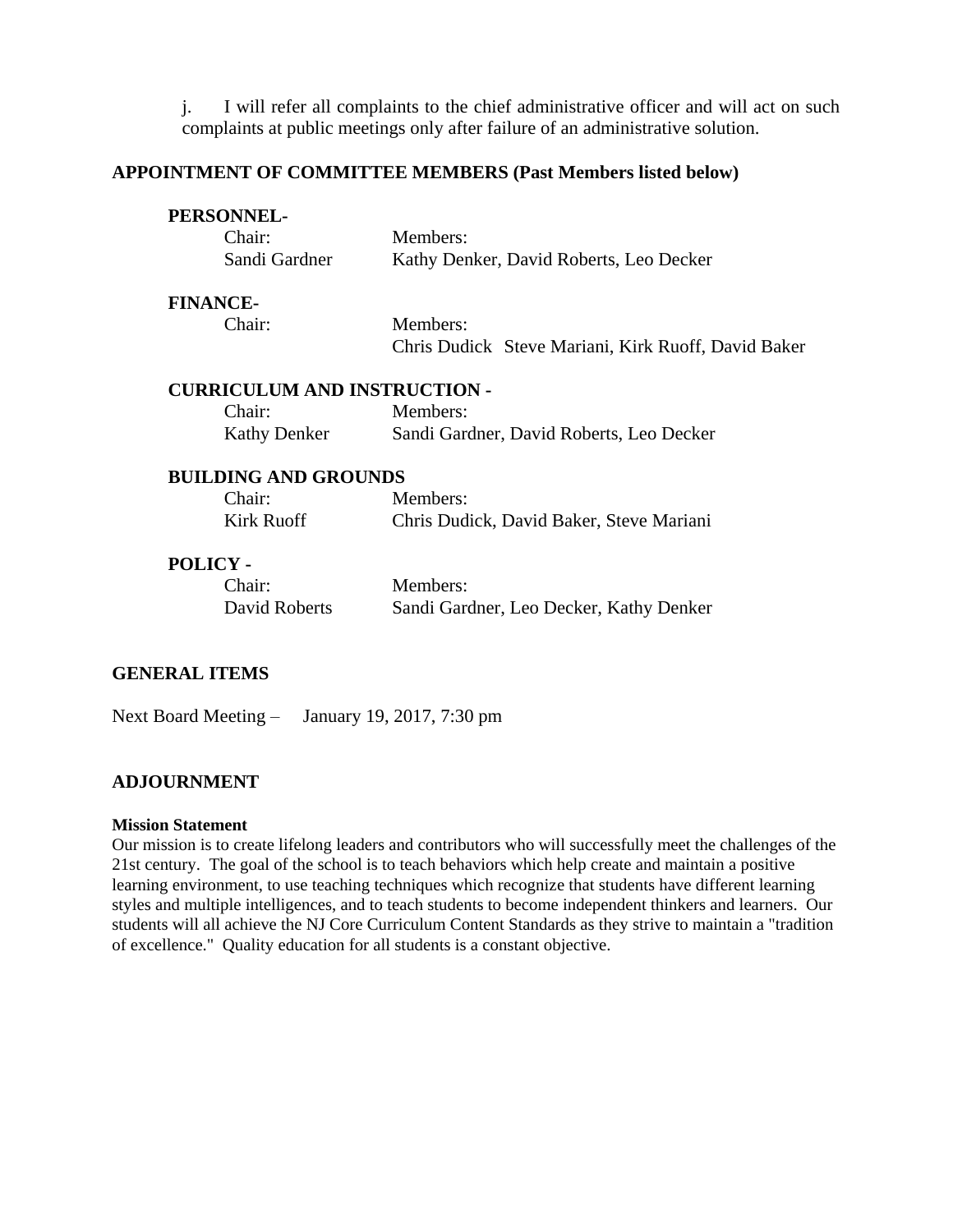j. I will refer all complaints to the chief administrative officer and will act on such complaints at public meetings only after failure of an administrative solution.

## APPOINTMENT OF COMMITTEE MEMBERS (Past Members listed below)

### PERSONNEL-

| Chair: | Members: |
|---|---|
| Sandi Gardner | Kathy Denker, David Roberts, Leo Decker |

### FINANCE-

| Chair: | Members: |
|---|---|
| | Chris Dudick Steve Mariani, Kirk Ruoff, David Baker |

### CURRICULUM AND INSTRUCTION -

| Chair: | Members: |
|---|---|
| Kathy Denker | Sandi Gardner, David Roberts, Leo Decker |

### BUILDING AND GROUNDS

| Chair: | Members: |
|---|---|
| Kirk Ruoff | Chris Dudick, David Baker, Steve Mariani |

### POLICY -

| Chair: | Members: |
|---|---|
| David Roberts | Sandi Gardner, Leo Decker, Kathy Denker |

## GENERAL ITEMS

Next Board Meeting – January 19, 2017, 7:30 pm

## ADJOURNMENT

**Mission Statement**

Our mission is to create lifelong leaders and contributors who will successfully meet the challenges of the 21st century. The goal of the school is to teach behaviors which help create and maintain a positive learning environment, to use teaching techniques which recognize that students have different learning styles and multiple intelligences, and to teach students to become independent thinkers and learners. Our students will all achieve the NJ Core Curriculum Content Standards as they strive to maintain a "tradition of excellence." Quality education for all students is a constant objective.